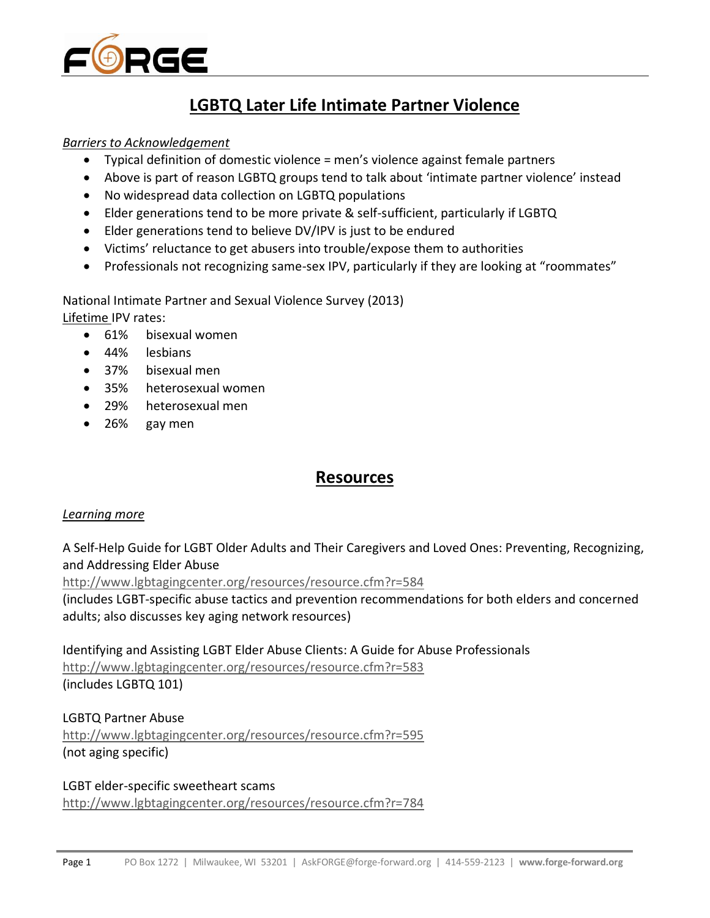FORGE

# LGBTQ Later Life Intimate Partner Violence

*Barriers to Acknowledgement*

- Typical definition of domestic violence = men's violence against female partners
- Above is part of reason LGBTQ groups tend to talk about 'intimate partner violence' instead
- No widespread data collection on LGBTQ populations
- Elder generations tend to be more private & self-sufficient, particularly if LGBTQ
- Elder generations tend to believe DV/IPV is just to be endured
- Victims' reluctance to get abusers into trouble/expose them to authorities
- Professionals not recognizing same-sex IPV, particularly if they are looking at "roommates"

National Intimate Partner and Sexual Violence Survey (2013)
Lifetime IPV rates:

- 61% bisexual women
- 44% lesbians
- 37% bisexual men
- 35% heterosexual women
- 29% heterosexual men
- 26% gay men

## Resources

*Learning more*

A Self-Help Guide for LGBT Older Adults and Their Caregivers and Loved Ones: Preventing, Recognizing, and Addressing Elder Abuse
http://www.lgbtagingcenter.org/resources/resource.cfm?r=584
(includes LGBT-specific abuse tactics and prevention recommendations for both elders and concerned adults; also discusses key aging network resources)

Identifying and Assisting LGBT Elder Abuse Clients: A Guide for Abuse Professionals
http://www.lgbtagingcenter.org/resources/resource.cfm?r=583
(includes LGBTQ 101)

LGBTQ Partner Abuse
http://www.lgbtagingcenter.org/resources/resource.cfm?r=595
(not aging specific)

LGBT elder-specific sweetheart scams
http://www.lgbtagingcenter.org/resources/resource.cfm?r=784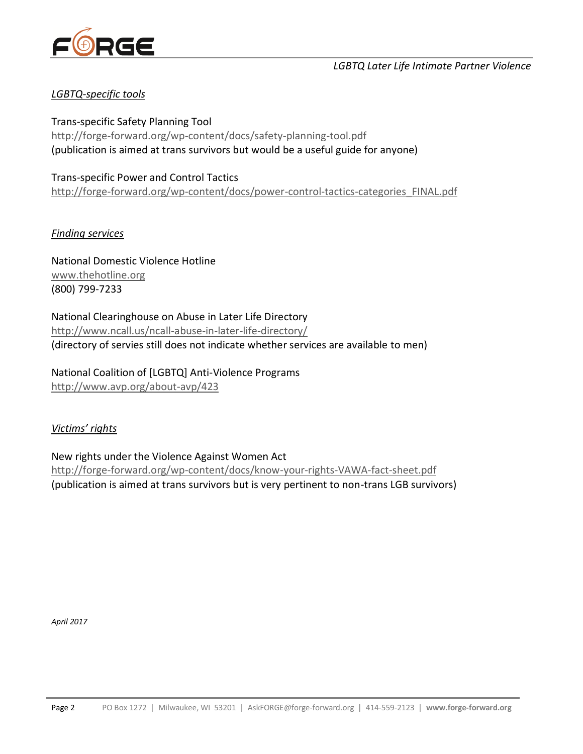*LGBTQ-specific tools*

Trans-specific Safety Planning Tool
http://forge-forward.org/wp-content/docs/safety-planning-tool.pdf
(publication is aimed at trans survivors but would be a useful guide for anyone)

Trans-specific Power and Control Tactics
http://forge-forward.org/wp-content/docs/power-control-tactics-categories_FINAL.pdf

*Finding services*

National Domestic Violence Hotline
www.thehotline.org
(800) 799-7233

National Clearinghouse on Abuse in Later Life Directory
http://www.ncall.us/ncall-abuse-in-later-life-directory/
(directory of servies still does not indicate whether services are available to men)

National Coalition of [LGBTQ] Anti-Violence Programs
http://www.avp.org/about-avp/423

*Victims' rights*

New rights under the Violence Against Women Act
http://forge-forward.org/wp-content/docs/know-your-rights-VAWA-fact-sheet.pdf
(publication is aimed at trans survivors but is very pertinent to non-trans LGB survivors)

*April 2017*